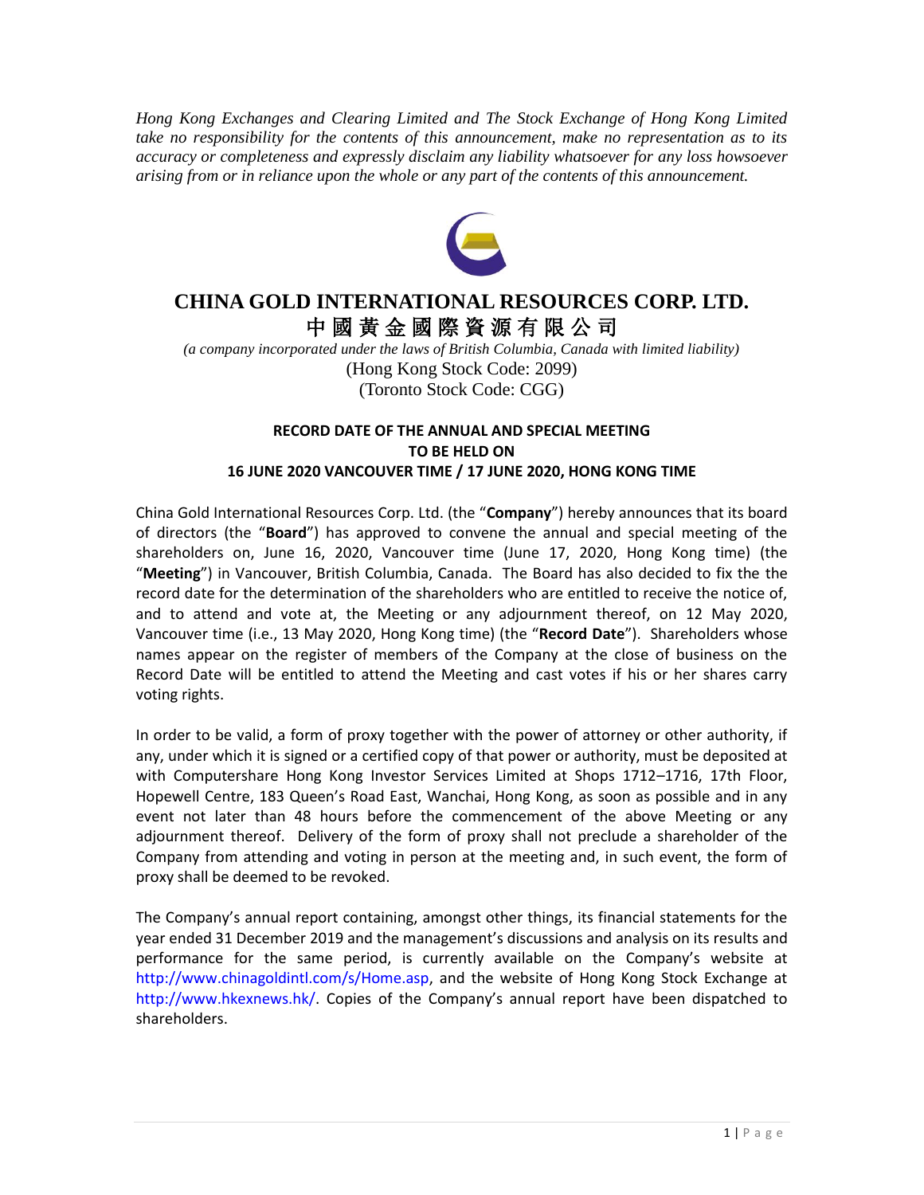*Hong Kong Exchanges and Clearing Limited and The Stock Exchange of Hong Kong Limited take no responsibility for the contents of this announcement, make no representation as to its accuracy or completeness and expressly disclaim any liability whatsoever for any loss howsoever arising from or in reliance upon the whole or any part of the contents of this announcement.*

# CHINA GOLD INTERNATIONAL RESOURCES CORP. LTD.

# 中國黃金國際資源有限公司

*(a company incorporated under the laws of British Columbia, Canada with limited liability)*

(Hong Kong Stock Code: 2099)

(Toronto Stock Code: CGG)

## RECORD DATE OF THE ANNUAL AND SPECIAL MEETING TO BE HELD ON 16 JUNE 2020 VANCOUVER TIME / 17 JUNE 2020, HONG KONG TIME

China Gold International Resources Corp. Ltd. (the "**Company**") hereby announces that its board of directors (the "**Board**") has approved to convene the annual and special meeting of the shareholders on, June 16, 2020, Vancouver time (June 17, 2020, Hong Kong time) (the "**Meeting**") in Vancouver, British Columbia, Canada. The Board has also decided to fix the the record date for the determination of the shareholders who are entitled to receive the notice of, and to attend and vote at, the Meeting or any adjournment thereof, on 12 May 2020, Vancouver time (i.e., 13 May 2020, Hong Kong time) (the "**Record Date**"). Shareholders whose names appear on the register of members of the Company at the close of business on the Record Date will be entitled to attend the Meeting and cast votes if his or her shares carry voting rights.

In order to be valid, a form of proxy together with the power of attorney or other authority, if any, under which it is signed or a certified copy of that power or authority, must be deposited at with Computershare Hong Kong Investor Services Limited at Shops 1712–1716, 17th Floor, Hopewell Centre, 183 Queen's Road East, Wanchai, Hong Kong, as soon as possible and in any event not later than 48 hours before the commencement of the above Meeting or any adjournment thereof. Delivery of the form of proxy shall not preclude a shareholder of the Company from attending and voting in person at the meeting and, in such event, the form of proxy shall be deemed to be revoked.

The Company's annual report containing, amongst other things, its financial statements for the year ended 31 December 2019 and the management's discussions and analysis on its results and performance for the same period, is currently available on the Company's website at http://www.chinagoldintl.com/s/Home.asp, and the website of Hong Kong Stock Exchange at http://www.hkexnews.hk/. Copies of the Company's annual report have been dispatched to shareholders.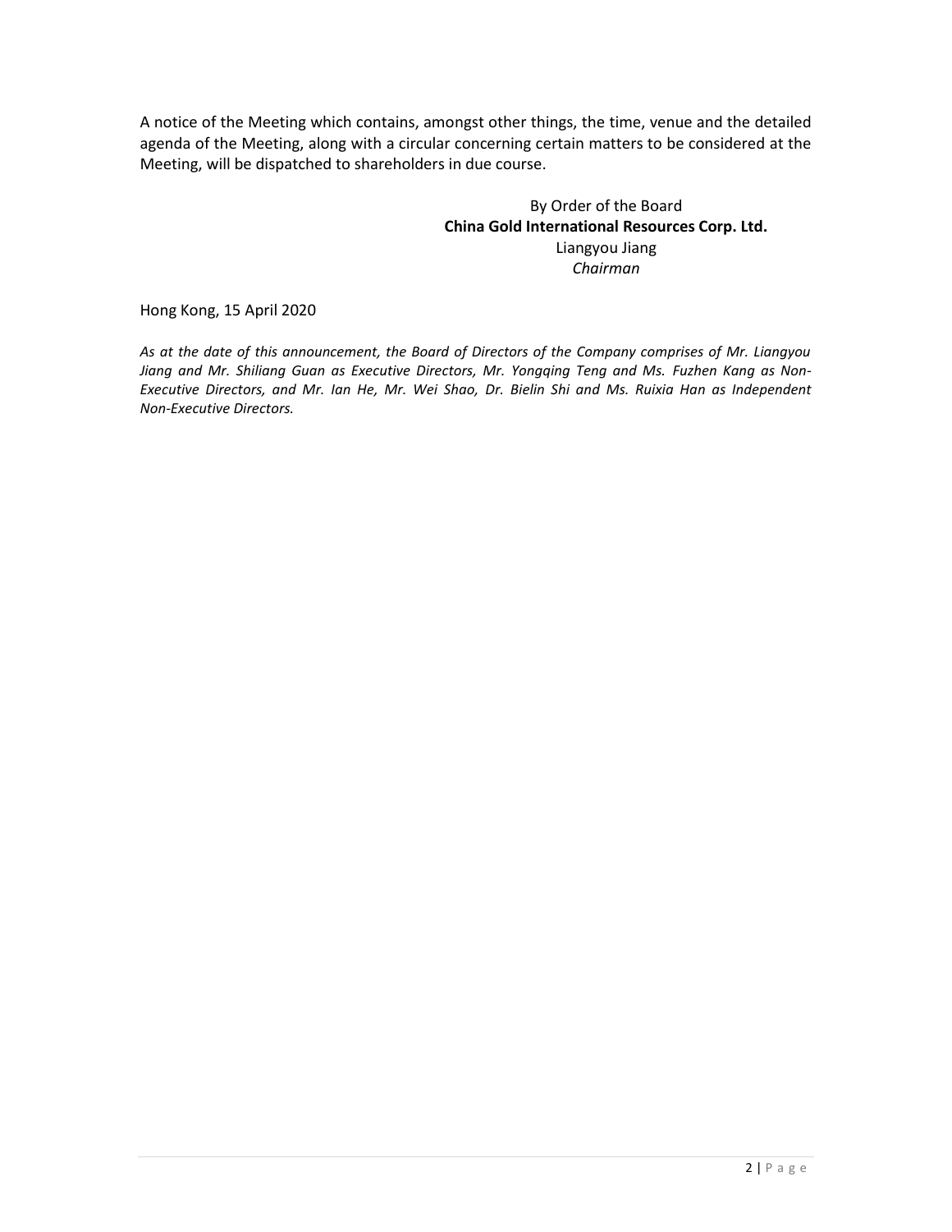A notice of the Meeting which contains, amongst other things, the time, venue and the detailed agenda of the Meeting, along with a circular concerning certain matters to be considered at the Meeting, will be dispatched to shareholders in due course.

By Order of the Board
**China Gold International Resources Corp. Ltd.**
Liangyou Jiang
*Chairman*

Hong Kong, 15 April 2020

*As at the date of this announcement, the Board of Directors of the Company comprises of Mr. Liangyou Jiang and Mr. Shiliang Guan as Executive Directors, Mr. Yongqing Teng and Ms. Fuzhen Kang as Non-Executive Directors, and Mr. Ian He, Mr. Wei Shao, Dr. Bielin Shi and Ms. Ruixia Han as Independent Non-Executive Directors.*